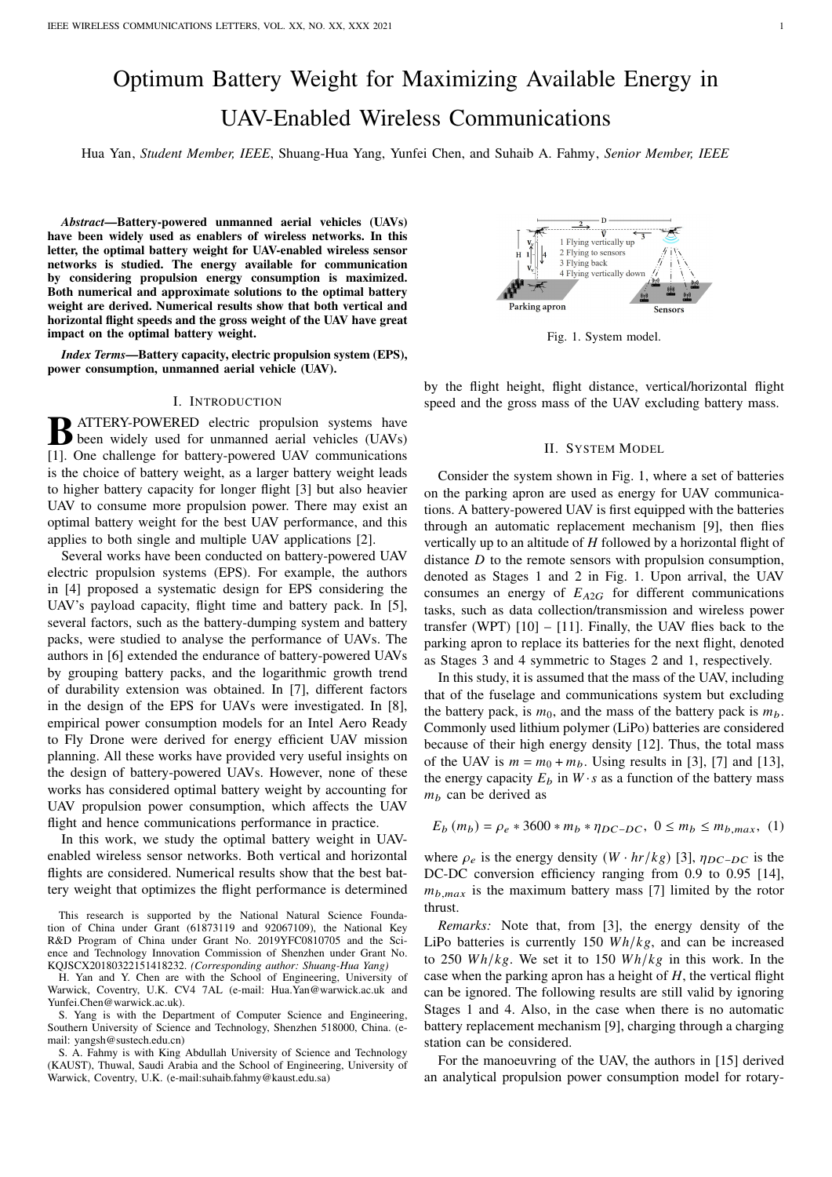# Optimum Battery Weight for Maximizing Available Energy in UAV-Enabled Wireless Communications

Hua Yan, *Student Member, IEEE*, Shuang-Hua Yang, Yunfei Chen, and Suhaib A. Fahmy, *Senior Member, IEEE*

***Abstract*—Battery-powered unmanned aerial vehicles (UAVs) have been widely used as enablers of wireless networks. In this letter, the optimal battery weight for UAV-enabled wireless sensor networks is studied. The energy available for communication by considering propulsion energy consumption is maximized. Both numerical and approximate solutions to the optimal battery weight are derived. Numerical results show that both vertical and horizontal flight speeds and the gross weight of the UAV have great impact on the optimal battery weight.**

***Index Terms*—Battery capacity, electric propulsion system (EPS), power consumption, unmanned aerial vehicle (UAV).**

## I. Introduction

BATTERY-POWERED electric propulsion systems have been widely used for unmanned aerial vehicles (UAVs) [1]. One challenge for battery-powered UAV communications is the choice of battery weight, as a larger battery weight leads to higher battery capacity for longer flight [3] but also heavier UAV to consume more propulsion power. There may exist an optimal battery weight for the best UAV performance, and this applies to both single and multiple UAV applications [2].

Several works have been conducted on battery-powered UAV electric propulsion systems (EPS). For example, the authors in [4] proposed a systematic design for EPS considering the UAV's payload capacity, flight time and battery pack. In [5], several factors, such as the battery-dumping system and battery packs, were studied to analyse the performance of UAVs. The authors in [6] extended the endurance of battery-powered UAVs by grouping battery packs, and the logarithmic growth trend of durability extension was obtained. In [7], different factors in the design of the EPS for UAVs were investigated. In [8], empirical power consumption models for an Intel Aero Ready to Fly Drone were derived for energy efficient UAV mission planning. All these works have provided very useful insights on the design of battery-powered UAVs. However, none of these works has considered optimal battery weight by accounting for UAV propulsion power consumption, which affects the UAV flight and hence communications performance in practice.

In this work, we study the optimal battery weight in UAV-enabled wireless sensor networks. Both vertical and horizontal flights are considered. Numerical results show that the best battery weight that optimizes the flight performance is determined by the flight height, flight distance, vertical/horizontal flight speed and the gross mass of the UAV excluding battery mass.

This research is supported by the National Natural Science Foundation of China under Grant (61873119 and 92067109), the National Key R&D Program of China under Grant No. 2019YFC0810705 and the Science and Technology Innovation Commission of Shenzhen under Grant No. KQJSCX20180322151418232. *(Corresponding author: Shuang-Hua Yang)*

H. Yan and Y. Chen are with the School of Engineering, University of Warwick, Coventry, U.K. CV4 7AL (e-mail: Hua.Yan@warwick.ac.uk and Yunfei.Chen@warwick.ac.uk).

S. Yang is with the Department of Computer Science and Engineering, Southern University of Science and Technology, Shenzhen 518000, China. (e-mail: yangsh@sustech.edu.cn)

S. A. Fahmy is with King Abdullah University of Science and Technology (KAUST), Thuwal, Saudi Arabia and the School of Engineering, University of Warwick, Coventry, U.K. (e-mail:suhaib.fahmy@kaust.edu.sa)

Fig. 1. System model.

## II. System Model

Consider the system shown in Fig. 1, where a set of batteries on the parking apron are used as energy for UAV communications. A battery-powered UAV is first equipped with the batteries through an automatic replacement mechanism [9], then flies vertically up to an altitude of $H$ followed by a horizontal flight of distance $D$ to the remote sensors with propulsion consumption, denoted as Stages 1 and 2 in Fig. 1. Upon arrival, the UAV consumes an energy of $E_{A2G}$ for different communications tasks, such as data collection/transmission and wireless power transfer (WPT) [10] – [11]. Finally, the UAV flies back to the parking apron to replace its batteries for the next flight, denoted as Stages 3 and 4 symmetric to Stages 2 and 1, respectively.

In this study, it is assumed that the mass of the UAV, including that of the fuselage and communications system but excluding the battery pack, is $m_0$, and the mass of the battery pack is $m_b$. Commonly used lithium polymer (LiPo) batteries are considered because of their high energy density [12]. Thus, the total mass of the UAV is $m = m_0 + m_b$. Using results in [3], [7] and [13], the energy capacity $E_b$ in $W \cdot s$ as a function of the battery mass $m_b$ can be derived as

$$E_b\left(m_b\right) = \rho_e * 3600 * m_b * \eta_{DC-DC},\ 0 \le m_b \le m_{b,max}, \quad (1)$$

where $\rho_e$ is the energy density ($W \cdot hr/kg$) [3], $\eta_{DC-DC}$ is the DC-DC conversion efficiency ranging from 0.9 to 0.95 [14], $m_{b,max}$ is the maximum battery mass [7] limited by the rotor thrust.

*Remarks:* Note that, from [3], the energy density of the LiPo batteries is currently 150 $Wh/kg$, and can be increased to 250 $Wh/kg$. We set it to 150 $Wh/kg$ in this work. In the case when the parking apron has a height of $H$, the vertical flight can be ignored. The following results are still valid by ignoring Stages 1 and 4. Also, in the case when there is no automatic battery replacement mechanism [9], charging through a charging station can be considered.

For the manoeuvring of the UAV, the authors in [15] derived an analytical propulsion power consumption model for rotary-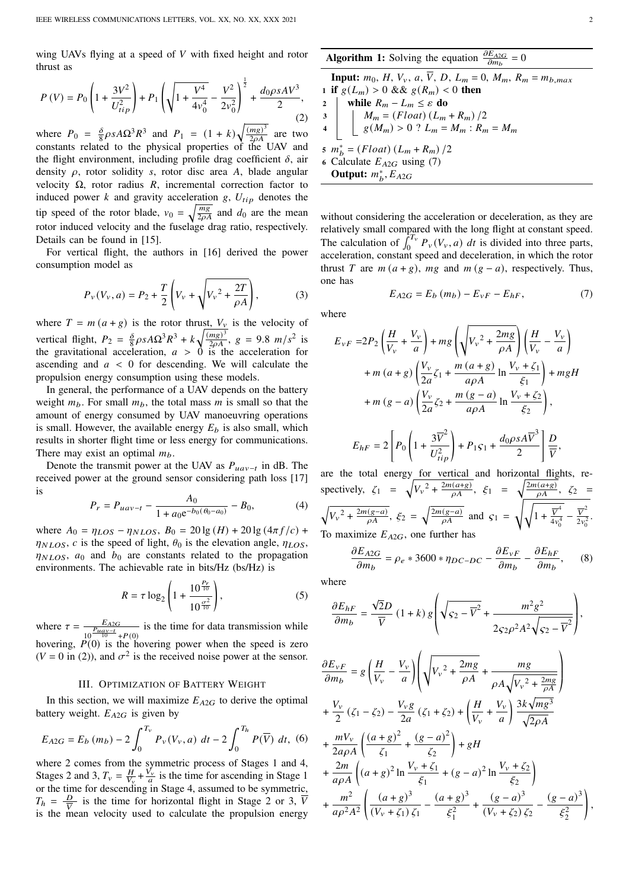wing UAVs flying at a speed of $V$ with fixed height and rotor thrust as

$$P(V) = P_0\left(1+\frac{3V^2}{U_{tip}^2}\right) + P_1\left(\sqrt{1+\frac{V^4}{4v_0^4}} - \frac{V^2}{2v_0^2}\right)^{\frac{1}{2}} + \frac{d_0 \rho s A V^3}{2}, \quad (2)$$

where $P_0 = \frac{\delta}{8}\rho s A \Omega^3 R^3$ and $P_1 = (1+k)\sqrt{\frac{(mg)^3}{2\rho A}}$ are two constants related to the physical properties of the UAV and the flight environment, including profile drag coefficient $\delta$, air density $\rho$, rotor solidity $s$, rotor disc area $A$, blade angular velocity $\Omega$, rotor radius $R$, incremental correction factor to induced power $k$ and gravity acceleration $g$, $U_{tip}$ denotes the tip speed of the rotor blade, $v_0 = \sqrt{\frac{mg}{2\rho A}}$ and $d_0$ are the mean rotor induced velocity and the fuselage drag ratio, respectively. Details can be found in [15].

For vertical flight, the authors in [16] derived the power consumption model as

$$P_v(V_v, a) = P_2 + \frac{T}{2}\left(V_v + \sqrt{{V_v}^2 + \frac{2T}{\rho A}}\right), \quad (3)$$

where $T = m(a+g)$ is the rotor thrust, $V_v$ is the velocity of vertical flight, $P_2 = \frac{\delta}{8}\rho s A \Omega^3 R^3 + k\sqrt{\frac{(mg)^3}{2\rho A}}$, $g = 9.8\ m/s^2$ is the gravitational acceleration, $a > 0$ is the acceleration for ascending and $a < 0$ for descending. We will calculate the propulsion energy consumption using these models.

In general, the performance of a UAV depends on the battery weight $m_b$. For small $m_b$, the total mass $m$ is small so that the amount of energy consumed by UAV manoeuvring operations is small. However, the available energy $E_b$ is also small, which results in shorter flight time or less energy for communications. There may exist an optimal $m_b$.

Denote the transmit power at the UAV as $P_{uav-t}$ in dB. The received power at the ground sensor considering path loss [17] is

$$P_r = P_{uav-t} - \frac{A_0}{1 + a_0 e^{-b_0(\theta_0 - a_0)}} - B_0, \quad (4)$$

where $A_0 = \eta_{LOS} - \eta_{NLOS}$, $B_0 = 20\lg(H) + 20\lg(4\pi f/c) + \eta_{NLOS}$, $c$ is the speed of light, $\theta_0$ is the elevation angle, $\eta_{LOS}$, $\eta_{NLOS}$, $a_0$ and $b_0$ are constants related to the propagation environments. The achievable rate in bits/Hz (bs/Hz) is

$$R = \tau \log_2\left(1 + \frac{10^{\frac{P_r}{10}}}{10^{\frac{\sigma^2}{10}}}\right), \quad (5)$$

where $\tau = \frac{E_{A2G}}{10^{\frac{P_{uav-t}}{10}} + P(0)}$ is the time for data transmission while hovering, $P(0)$ is the hovering power when the speed is zero ($V = 0$ in (2)), and $\sigma^2$ is the received noise power at the sensor.

## III. Optimization of Battery Weight

In this section, we will maximize $E_{A2G}$ to derive the optimal battery weight. $E_{A2G}$ is given by

$$E_{A2G} = E_b(m_b) - 2\int_0^{T_v} P_v(V_v, a)\, dt - 2\int_0^{T_h} P(\overline{V})\, dt, \quad (6)$$

where 2 comes from the symmetric process of Stages 1 and 4, Stages 2 and 3, $T_v = \frac{H}{V_v} + \frac{V_v}{a}$ is the time for ascending in Stage 1 or the time for descending in Stage 4, assumed to be symmetric, $T_h = \frac{D}{\overline{V}}$ is the time for horizontal flight in Stage 2 or 3, $\overline{V}$ is the mean velocity used to calculate the propulsion energy without considering the acceleration or deceleration, as they are relatively small compared with the long flight at constant speed. The calculation of $\int_0^{T_v} P_v(V_v, a)\, dt$ is divided into three parts, acceleration, constant speed and deceleration, in which the rotor thrust $T$ are $m(a+g)$, $mg$ and $m(g-a)$, respectively. Thus, one has

**Algorithm 1:** Solving the equation $\frac{\partial E_{A2G}}{\partial m_b} = 0$

**Input:** $m_0$, $H$, $V_v$, $a$, $\overline{V}$, $D$, $L_m = 0$, $M_m$, $R_m = m_{b,max}$

1. **if** $g(L_m) > 0$ && $g(R_m) < 0$ **then**
2. &nbsp;&nbsp;&nbsp;&nbsp;**while** $R_m - L_m \le \varepsilon$ **do**
3. &nbsp;&nbsp;&nbsp;&nbsp;&nbsp;&nbsp;&nbsp;&nbsp;$M_m = (Float)(L_m + R_m)/2$
4. &nbsp;&nbsp;&nbsp;&nbsp;&nbsp;&nbsp;&nbsp;&nbsp;$g(M_m) > 0\ ?\ L_m = M_m : R_m = M_m$
5. $m_b^* = (Float)(L_m + R_m)/2$
6. Calculate $E_{A2G}$ using (7)

**Output:** $m_b^*$, $E_{A2G}$

$$E_{A2G} = E_b(m_b) - E_{vF} - E_{hF}, \quad (7)$$

where

$$\begin{aligned} E_{vF} =& 2P_2\left(\frac{H}{V_v} + \frac{V_v}{a}\right) + mg\left(\sqrt{{V_v}^2 + \frac{2mg}{\rho A}}\right)\left(\frac{H}{V_v} - \frac{V_v}{a}\right) \\ &+ m(a+g)\left(\frac{V_v}{2a}\zeta_1 + \frac{m(a+g)}{a\rho A}\ln\frac{V_v + \zeta_1}{\xi_1}\right) + mgH \\ &+ m(g-a)\left(\frac{V_v}{2a}\zeta_2 + \frac{m(g-a)}{a\rho A}\ln\frac{V_v + \zeta_2}{\xi_2}\right), \end{aligned}$$

$$E_{hF} = 2\left[P_0\left(1 + \frac{3\overline{V}^2}{U_{tip}^2}\right) + P_1\varsigma_1 + \frac{d_0\rho s A\overline{V}^3}{2}\right]\frac{D}{\overline{V}},$$

are the total energy for vertical and horizontal flights, respectively, $\zeta_1 = \sqrt{{V_v}^2 + \frac{2m(a+g)}{\rho A}}$, $\xi_1 = \sqrt{\frac{2m(a+g)}{\rho A}}$, $\zeta_2 = \sqrt{{V_v}^2 + \frac{2m(g-a)}{\rho A}}$, $\xi_2 = \sqrt{\frac{2m(g-a)}{\rho A}}$ and $\varsigma_1 = \sqrt{\sqrt{1 + \frac{\overline{V}^4}{4v_0^4}} - \frac{\overline{V}^2}{2v_0^2}}$.

To maximize $E_{A2G}$, one further has

$$\frac{\partial E_{A2G}}{\partial m_b} = \rho_e * 3600 * \eta_{DC-DC} - \frac{\partial E_{vF}}{\partial m_b} - \frac{\partial E_{hF}}{\partial m_b}, \quad (8)$$

where

$$\frac{\partial E_{hF}}{\partial m_b} = \frac{\sqrt{2}D}{\overline{V}}(1+k)g\left(\sqrt{\varsigma_2 - \overline{V}^2} + \frac{m^2 g^2}{2\varsigma_2 \rho^2 A^2\sqrt{\varsigma_2 - \overline{V}^2}}\right),$$

$$\begin{aligned} \frac{\partial E_{vF}}{\partial m_b} =& g\left(\frac{H}{V_v} - \frac{V_v}{a}\right)\left(\sqrt{{V_v}^2 + \frac{2mg}{\rho A}} + \frac{mg}{\rho A\sqrt{{V_v}^2 + \frac{2mg}{\rho A}}}\right) \\ &+ \frac{V_v}{2}(\zeta_1 - \zeta_2) - \frac{V_v g}{2a}(\zeta_1 + \zeta_2) + \left(\frac{H}{V_v} + \frac{V_v}{a}\right)\frac{3k\sqrt{mg^3}}{\sqrt{2\rho A}} \\ &+ \frac{mV_v}{2a\rho A}\left(\frac{(a+g)^2}{\zeta_1} + \frac{(g-a)^2}{\zeta_2}\right) + gH \\ &+ \frac{2m}{a\rho A}\left((a+g)^2\ln\frac{V_v + \zeta_1}{\xi_1} + (g-a)^2\ln\frac{V_v + \zeta_2}{\xi_2}\right) \\ &+ \frac{m^2}{a\rho^2 A^2}\left(\frac{(a+g)^3}{(V_v + \zeta_1)\zeta_1} - \frac{(a+g)^3}{\xi_1^2} + \frac{(g-a)^3}{(V_v + \zeta_2)\zeta_2} - \frac{(g-a)^3}{\xi_2^2}\right), \end{aligned}$$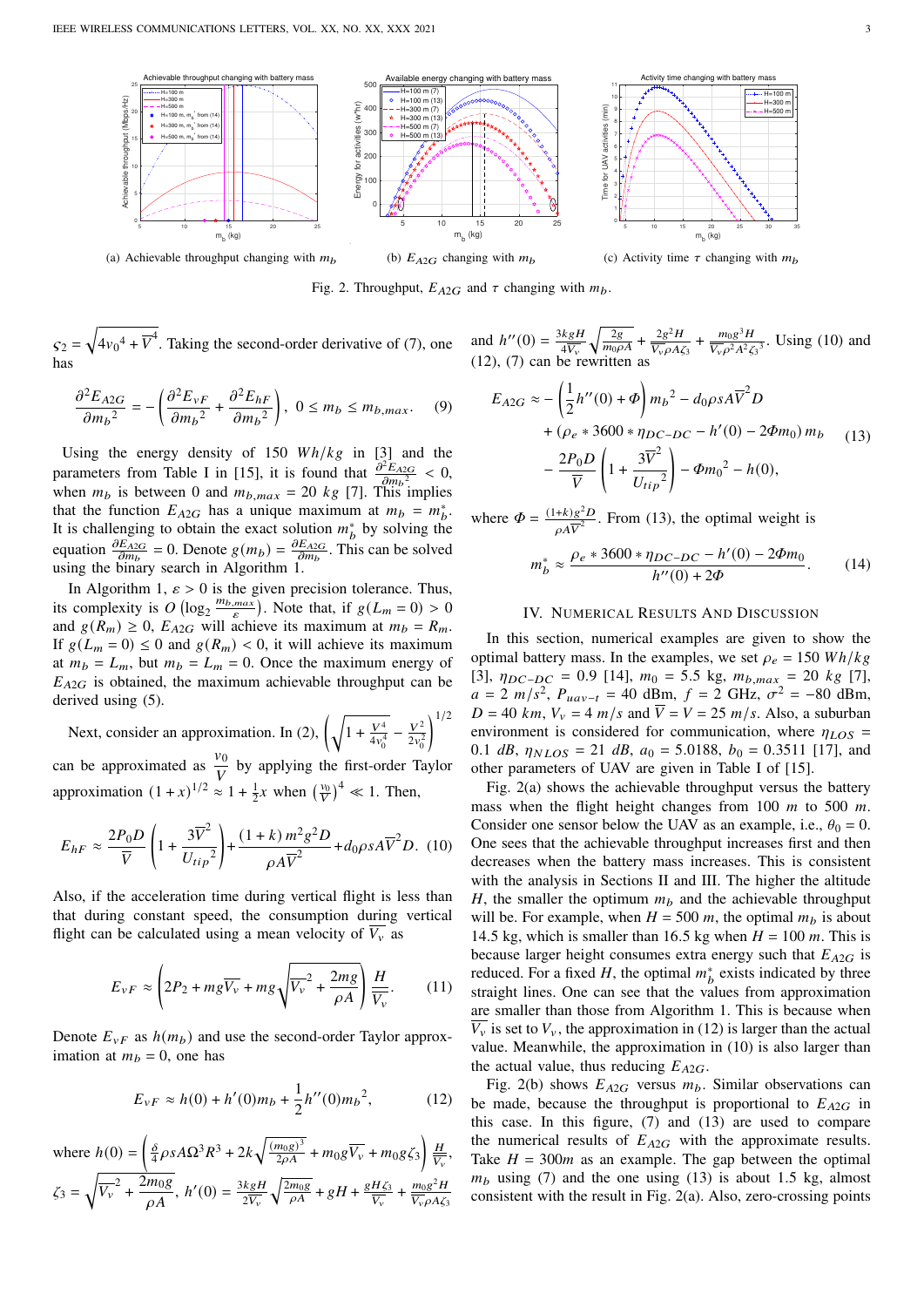(a) Achievable throughput changing with $m_b$

(b) $E_{A2G}$ changing with $m_b$

(c) Activity time $\tau$ changing with $m_b$

Fig. 2. Throughput, $E_{A2G}$ and $\tau$ changing with $m_b$.

$\varsigma_2 = \sqrt{4{v_0}^4 + \overline{V}^4}$. Taking the second-order derivative of (7), one has

$$\frac{\partial^2 E_{A2G}}{\partial {m_b}^2} = -\left(\frac{\partial^2 E_{vF}}{\partial {m_b}^2} + \frac{\partial^2 E_{hF}}{\partial {m_b}^2}\right), \ 0 \le m_b \le m_{b,max}. \quad (9)$$

Using the energy density of 150 $Wh/kg$ in [3] and the parameters from Table I in [15], it is found that $\frac{\partial^2 E_{A2G}}{\partial {m_b}^2} < 0$, when $m_b$ is between 0 and $m_{b,max} = 20\ kg$ [7]. This implies that the function $E_{A2G}$ has a unique maximum at $m_b = m_b^*$. It is challenging to obtain the exact solution $m_b^*$ by solving the equation $\frac{\partial E_{A2G}}{\partial m_b} = 0$. Denote $g(m_b) = \frac{\partial E_{A2G}}{\partial m_b}$. This can be solved using the binary search in Algorithm 1.

In Algorithm 1, $\varepsilon > 0$ is the given precision tolerance. Thus, its complexity is $O\left(\log_2 \frac{m_{b,max}}{\varepsilon}\right)$. Note that, if $g(L_m = 0) > 0$ and $g(R_m) \ge 0$, $E_{A2G}$ will achieve its maximum at $m_b = R_m$. If $g(L_m = 0) \le 0$ and $g(R_m) < 0$, it will achieve its maximum at $m_b = L_m$, but $m_b = L_m = 0$. Once the maximum energy of $E_{A2G}$ is obtained, the maximum achievable throughput can be derived using (5).

Next, consider an approximation. In (2), $\left(\sqrt{1 + \frac{V^4}{4v_0^4}} - \frac{V^2}{2v_0^2}\right)^{1/2}$ can be approximated as $\frac{v_0}{V}$ by applying the first-order Taylor approximation $(1+x)^{1/2} \approx 1 + \frac{1}{2}x$ when $\left(\frac{v_0}{V}\right)^4 \ll 1$. Then,

$$E_{hF} \approx \frac{2P_0 D}{\overline{V}}\left(1 + \frac{3\overline{V}^2}{{U_{tip}}^2}\right) + \frac{(1+k)\, m^2 g^2 D}{\rho A \overline{V}^2} + d_0 \rho s A \overline{V}^2 D. \quad (10)$$

Also, if the acceleration time during vertical flight is less than that during constant speed, the consumption during vertical flight can be calculated using a mean velocity of $\overline{V_v}$ as

$$E_{vF} \approx \left(2P_2 + mg\overline{V_v} + mg\sqrt{\overline{V_v}^2 + \frac{2mg}{\rho A}}\right)\frac{H}{\overline{V_v}}. \quad (11)$$

Denote $E_{vF}$ as $h(m_b)$ and use the second-order Taylor approximation at $m_b = 0$, one has

$$E_{vF} \approx h(0) + h'(0) m_b + \frac{1}{2} h''(0) {m_b}^2, \quad (12)$$

where $h(0) = \left(\frac{\delta}{4}\rho s A \Omega^3 R^3 + 2k\sqrt{\frac{(m_0 g)^3}{2\rho A}} + m_0 g \overline{V_v} + m_0 g \zeta_3\right)\frac{H}{\overline{V_v}}$, $\zeta_3 = \sqrt{\overline{V_v}^2 + \frac{2m_0 g}{\rho A}}$, $h'(0) = \frac{3kgH}{2\overline{V_v}}\sqrt{\frac{2m_0 g}{\rho A}} + gH + \frac{gH\zeta_3}{\overline{V_v}} + \frac{m_0 g^2 H}{\overline{V_v}\rho A \zeta_3}$ and $h''(0) = \frac{3kgH}{4\overline{V_v}}\sqrt{\frac{2g}{m_0 \rho A}} + \frac{2g^2 H}{\overline{V_v}\rho A \zeta_3} + \frac{m_0 g^3 H}{\overline{V_v}\rho^2 A^2 {\zeta_3}^3}$. Using (10) and (12), (7) can be rewritten as

$$\begin{aligned} E_{A2G} \approx & -\left(\frac{1}{2}h''(0) + \Phi\right){m_b}^2 - d_0 \rho s A \overline{V}^2 D \\ & + (\rho_e * 3600 * \eta_{DC-DC} - h'(0) - 2\Phi m_0)\, m_b \\ & - \frac{2P_0 D}{\overline{V}}\left(1 + \frac{3\overline{V}^2}{{U_{tip}}^2}\right) - \Phi {m_0}^2 - h(0), \end{aligned} \quad (13)$$

where $\Phi = \frac{(1+k) g^2 D}{\rho A \overline{V}^2}$. From (13), the optimal weight is

$$m_b^* \approx \frac{\rho_e * 3600 * \eta_{DC-DC} - h'(0) - 2\Phi m_0}{h''(0) + 2\Phi}. \quad (14)$$

## IV. Numerical Results And Discussion

In this section, numerical examples are given to show the optimal battery mass. In the examples, we set $\rho_e = 150\ Wh/kg$ [3], $\eta_{DC-DC} = 0.9$ [14], $m_0 = 5.5$ kg, $m_{b,max} = 20\ kg$ [7], $a = 2\ m/s^2$, $P_{uav-t} = 40$ dBm, $f = 2$ GHz, $\sigma^2 = -80$ dBm, $D = 40\ km$, $V_v = 4\ m/s$ and $\overline{V} = V = 25\ m/s$. Also, a suburban environment is considered for communication, where $\eta_{LOS} = 0.1\ dB$, $\eta_{NLOS} = 21\ dB$, $a_0 = 5.0188$, $b_0 = 0.3511$ [17], and other parameters of UAV are given in Table I of [15].

Fig. 2(a) shows the achievable throughput versus the battery mass when the flight height changes from 100 $m$ to 500 $m$. Consider one sensor below the UAV as an example, i.e., $\theta_0 = 0$. One sees that the achievable throughput increases first and then decreases when the battery mass increases. This is consistent with the analysis in Sections II and III. The higher the altitude $H$, the smaller the optimum $m_b$ and the achievable throughput will be. For example, when $H = 500\ m$, the optimal $m_b$ is about 14.5 kg, which is smaller than 16.5 kg when $H = 100\ m$. This is because larger height consumes extra energy such that $E_{A2G}$ is reduced. For a fixed $H$, the optimal $m_b^*$ exists indicated by three straight lines. One can see that the values from approximation are smaller than those from Algorithm 1. This is because when $\overline{V_v}$ is set to $V_v$, the approximation in (12) is larger than the actual value. Meanwhile, the approximation in (10) is also larger than the actual value, thus reducing $E_{A2G}$.

Fig. 2(b) shows $E_{A2G}$ versus $m_b$. Similar observations can be made, because the throughput is proportional to $E_{A2G}$ in this case. In this figure, (7) and (13) are used to compare the numerical results of $E_{A2G}$ with the approximate results. Take $H = 300m$ as an example. The gap between the optimal $m_b$ using (7) and the one using (13) is about 1.5 kg, almost consistent with the result in Fig. 2(a). Also, zero-crossing points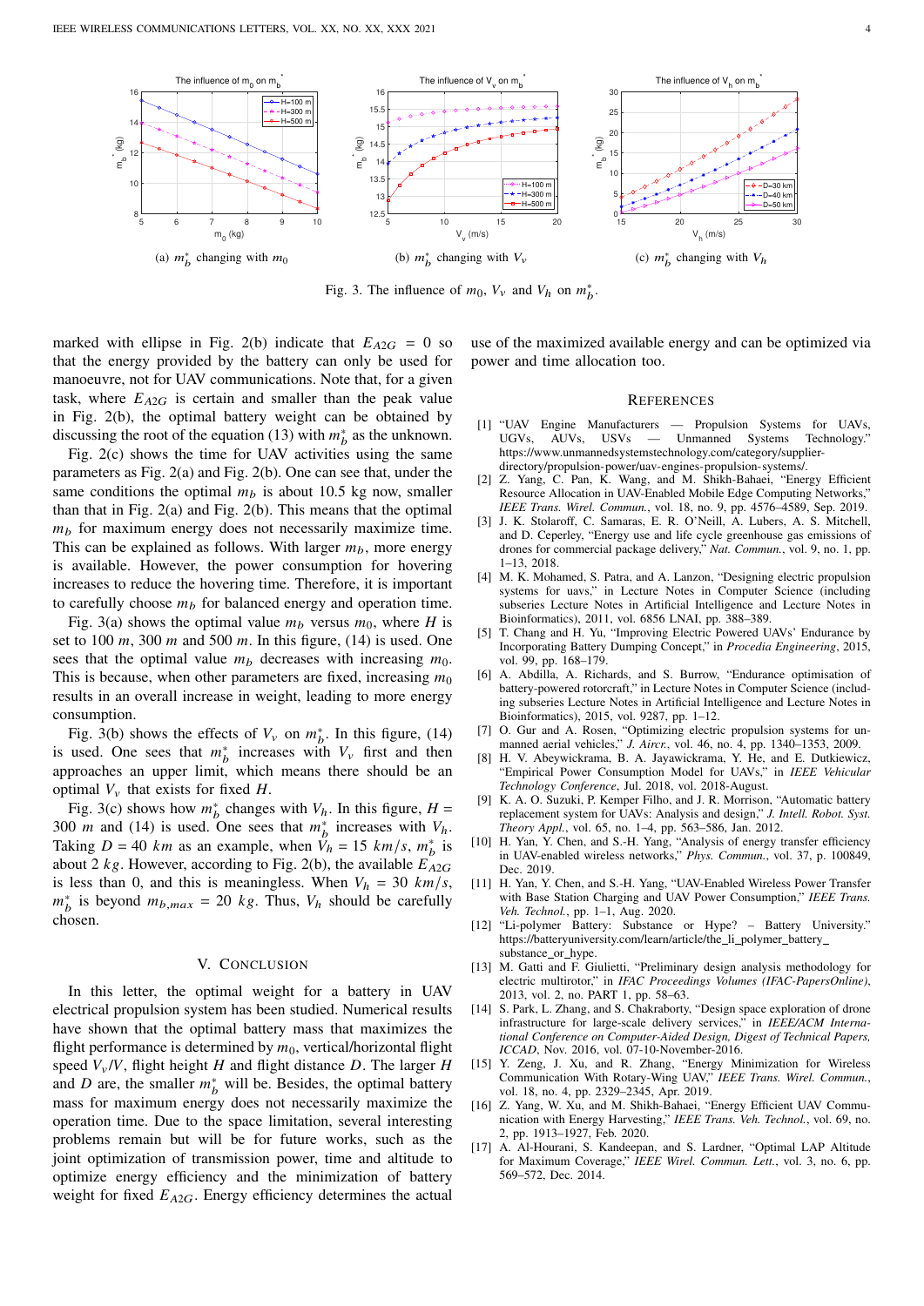The influence of $m_0$ on $m_b^*$

16
14
12
10
8
5 6 7 8 9 10

$m_b^*$ (kg)

$m_0$ (kg)

H=100 m
H=300 m
H=500 m

(a) $m_b^*$ changing with $m_0$

The influence of $V_v$ on $m_b^*$

16
15.5
15
14.5
14
13.5
13
12.5
5 10 15 20

$m_b^*$ (kg)

$V_v$ (m/s)

H=100 m
H=300 m
H=500 m

(b) $m_b^*$ changing with $V_v$

The influence of $V_h$ on $m_b^*$

30
25
20
15
10
5
0
15 20 25 30

$m_b^*$ (kg)

$V_h$ (m/s)

D=30 km
D=40 km
D=50 km

(c) $m_b^*$ changing with $V_h$

Fig. 3. The influence of $m_0$, $V_v$ and $V_h$ on $m_b^*$.

marked with ellipse in Fig. 2(b) indicate that $E_{A2G} = 0$ so that the energy provided by the battery can only be used for manoeuvre, not for UAV communications. Note that, for a given task, where $E_{A2G}$ is certain and smaller than the peak value in Fig. 2(b), the optimal battery weight can be obtained by discussing the root of the equation (13) with $m_b^*$ as the unknown.

Fig. 2(c) shows the time for UAV activities using the same parameters as Fig. 2(a) and Fig. 2(b). One can see that, under the same conditions the optimal $m_b$ is about 10.5 kg now, smaller than that in Fig. 2(a) and Fig. 2(b). This means that the optimal $m_b$ for maximum energy does not necessarily maximize time. This can be explained as follows. With larger $m_b$, more energy is available. However, the power consumption for hovering increases to reduce the hovering time. Therefore, it is important to carefully choose $m_b$ for balanced energy and operation time.

Fig. 3(a) shows the optimal value $m_b$ versus $m_0$, where $H$ is set to 100 $m$, 300 $m$ and 500 $m$. In this figure, (14) is used. One sees that the optimal value $m_b$ decreases with increasing $m_0$. This is because, when other parameters are fixed, increasing $m_0$ results in an overall increase in weight, leading to more energy consumption.

Fig. 3(b) shows the effects of $V_v$ on $m_b^*$. In this figure, (14) is used. One sees that $m_b^*$ increases with $V_v$ first and then approaches an upper limit, which means there should be an optimal $V_v$ that exists for fixed $H$.

Fig. 3(c) shows how $m_b^*$ changes with $V_h$. In this figure, $H$ = 300 $m$ and (14) is used. One sees that $m_b^*$ increases with $V_h$. Taking $D = 40$ $km$ as an example, when $V_h = 15$ $km/s$, $m_b^*$ is about 2 $kg$. However, according to Fig. 2(b), the available $E_{A2G}$ is less than 0, and this is meaningless. When $V_h = 30$ $km/s$, $m_b^*$ is beyond $m_{b,max} = 20$ $kg$. Thus, $V_h$ should be carefully chosen.

## V. Conclusion

In this letter, the optimal weight for a battery in UAV electrical propulsion system has been studied. Numerical results have shown that the optimal battery mass that maximizes the flight performance is determined by $m_0$, vertical/horizontal flight speed $V_v/V$, flight height $H$ and flight distance $D$. The larger $H$ and $D$ are, the smaller $m_b^*$ will be. Besides, the optimal battery mass for maximum energy does not necessarily maximize the operation time. Due to the space limitation, several interesting problems remain but will be for future works, such as the joint optimization of transmission power, time and altitude to optimize energy efficiency and the minimization of battery weight for fixed $E_{A2G}$. Energy efficiency determines the actual use of the maximized available energy and can be optimized via power and time allocation too.

## References

[1] "UAV Engine Manufacturers — Propulsion Systems for UAVs, UGVs, AUVs, USVs — Unmanned Systems Technology." https://www.unmannedsystemstechnology.com/category/supplier-directory/propulsion-power/uav-engines-propulsion-systems/.

[2] Z. Yang, C. Pan, K. Wang, and M. Shikh-Bahaei, "Energy Efficient Resource Allocation in UAV-Enabled Mobile Edge Computing Networks," *IEEE Trans. Wirel. Commun.*, vol. 18, no. 9, pp. 4576–4589, Sep. 2019.

[3] J. K. Stolaroff, C. Samaras, E. R. O'Neill, A. Lubers, A. S. Mitchell, and D. Ceperley, "Energy use and life cycle greenhouse gas emissions of drones for commercial package delivery," *Nat. Commun.*, vol. 9, no. 1, pp. 1–13, 2018.

[4] M. K. Mohamed, S. Patra, and A. Lanzon, "Designing electric propulsion systems for uavs," in Lecture Notes in Computer Science (including subseries Lecture Notes in Artificial Intelligence and Lecture Notes in Bioinformatics), 2011, vol. 6856 LNAI, pp. 388–389.

[5] T. Chang and H. Yu, "Improving Electric Powered UAVs' Endurance by Incorporating Battery Dumping Concept," in *Procedia Engineering*, 2015, vol. 99, pp. 168–179.

[6] A. Abdilla, A. Richards, and S. Burrow, "Endurance optimisation of battery-powered rotorcraft," in Lecture Notes in Computer Science (including subseries Lecture Notes in Artificial Intelligence and Lecture Notes in Bioinformatics), 2015, vol. 9287, pp. 1–12.

[7] O. Gur and A. Rosen, "Optimizing electric propulsion systems for unmanned aerial vehicles," *J. Aircr.*, vol. 46, no. 4, pp. 1340–1353, 2009.

[8] H. V. Abeywickrama, B. A. Jayawickrama, Y. He, and E. Dutkiewicz, "Empirical Power Consumption Model for UAVs," in *IEEE Vehicular Technology Conference*, Jul. 2018, vol. 2018-August.

[9] K. A. O. Suzuki, P. Kemper Filho, and J. R. Morrison, "Automatic battery replacement system for UAVs: Analysis and design," *J. Intell. Robot. Syst. Theory Appl.*, vol. 65, no. 1–4, pp. 563–586, Jan. 2012.

[10] H. Yan, Y. Chen, and S.-H. Yang, "Analysis of energy transfer efficiency in UAV-enabled wireless networks," *Phys. Commun.*, vol. 37, p. 100849, Dec. 2019.

[11] H. Yan, Y. Chen, and S.-H. Yang, "UAV-Enabled Wireless Power Transfer with Base Station Charging and UAV Power Consumption," *IEEE Trans. Veh. Technol.*, pp. 1–1, Aug. 2020.

[12] "Li-polymer Battery: Substance or Hype? – Battery University." https://batteryuniversity.com/learn/article/the_li_polymer_battery_substance_or_hype.

[13] M. Gatti and F. Giulietti, "Preliminary design analysis methodology for electric multirotor," in *IFAC Proceedings Volumes (IFAC-PapersOnline)*, 2013, vol. 2, no. PART 1, pp. 58–63.

[14] S. Park, L. Zhang, and S. Chakraborty, "Design space exploration of drone infrastructure for large-scale delivery services," in *IEEE/ACM International Conference on Computer-Aided Design, Digest of Technical Papers, ICCAD*, Nov. 2016, vol. 07-10-November-2016.

[15] Y. Zeng, J. Xu, and R. Zhang, "Energy Minimization for Wireless Communication With Rotary-Wing UAV," *IEEE Trans. Wirel. Commun.*, vol. 18, no. 4, pp. 2329–2345, Apr. 2019.

[16] Z. Yang, W. Xu, and M. Shikh-Bahaei, "Energy Efficient UAV Communication with Energy Harvesting," *IEEE Trans. Veh. Technol.*, vol. 69, no. 2, pp. 1913–1927, Feb. 2020.

[17] A. Al-Hourani, S. Kandeepan, and S. Lardner, "Optimal LAP Altitude for Maximum Coverage," *IEEE Wirel. Commun. Lett.*, vol. 3, no. 6, pp. 569–572, Dec. 2014.